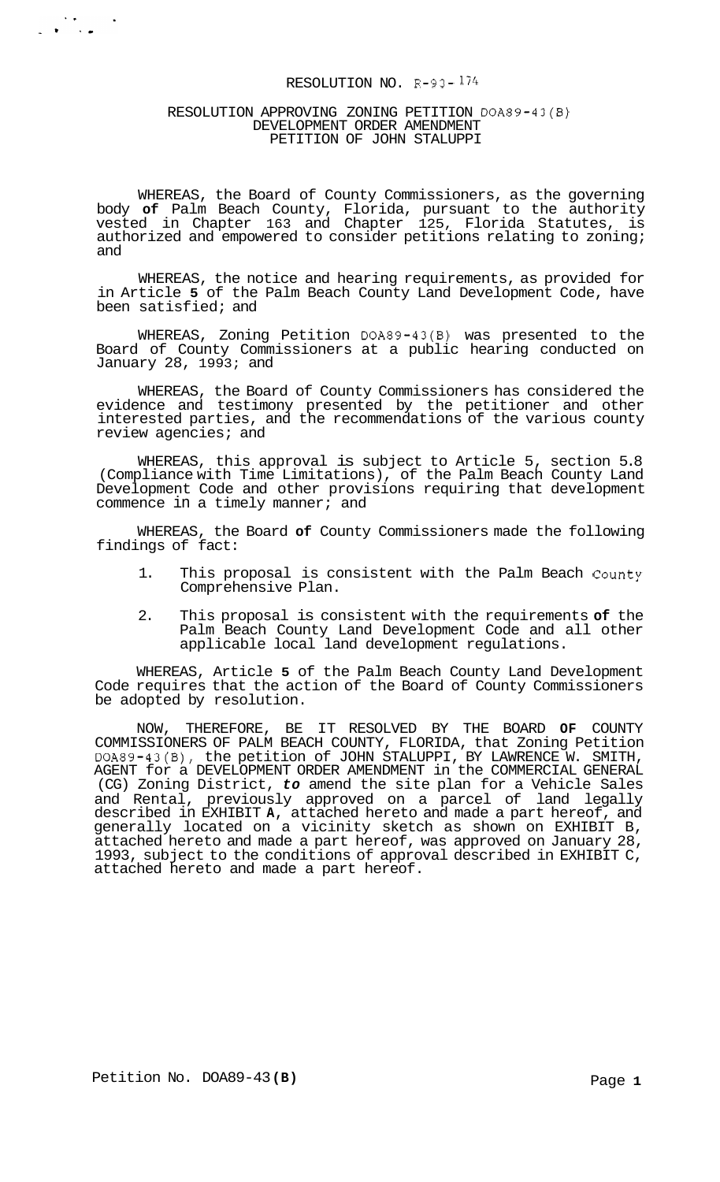RESOLUTION NO. R-93-174

RESOLUTION APPROVING ZONING PETITION DOA89-43(B)
DEVELOPMENT ORDER AMENDMENT
PETITION OF JOHN STALUPPI

WHEREAS, the Board of County Commissioners, as the governing body of Palm Beach County, Florida, pursuant to the authority vested in Chapter 163 and Chapter 125, Florida Statutes, is authorized and empowered to consider petitions relating to zoning; and

WHEREAS, the notice and hearing requirements, as provided for in Article 5 of the Palm Beach County Land Development Code, have been satisfied; and

WHEREAS, Zoning Petition DOA89-43(B) was presented to the Board of County Commissioners at a public hearing conducted on January 28, 1993; and

WHEREAS, the Board of County Commissioners has considered the evidence and testimony presented by the petitioner and other interested parties, and the recommendations of the various county review agencies; and

WHEREAS, this approval is subject to Article 5, section 5.8 (Compliance with Time Limitations), of the Palm Beach County Land Development Code and other provisions requiring that development commence in a timely manner; and

WHEREAS, the Board of County Commissioners made the following findings of fact:

1. This proposal is consistent with the Palm Beach County Comprehensive Plan.

2. This proposal is consistent with the requirements of the Palm Beach County Land Development Code and all other applicable local land development regulations.

WHEREAS, Article 5 of the Palm Beach County Land Development Code requires that the action of the Board of County Commissioners be adopted by resolution.

NOW, THEREFORE, BE IT RESOLVED BY THE BOARD OF COUNTY COMMISSIONERS OF PALM BEACH COUNTY, FLORIDA, that Zoning Petition DOA89-43(B), the petition of JOHN STALUPPI, BY LAWRENCE W. SMITH, AGENT for a DEVELOPMENT ORDER AMENDMENT in the COMMERCIAL GENERAL (CG) Zoning District, *to* amend the site plan for a Vehicle Sales and Rental, previously approved on a parcel of land legally described in EXHIBIT A, attached hereto and made a part hereof, and generally located on a vicinity sketch as shown on EXHIBIT B, attached hereto and made a part hereof, was approved on January 28, 1993, subject to the conditions of approval described in EXHIBIT C, attached hereto and made a part hereof.

Petition No. DOA89-43 **(B)**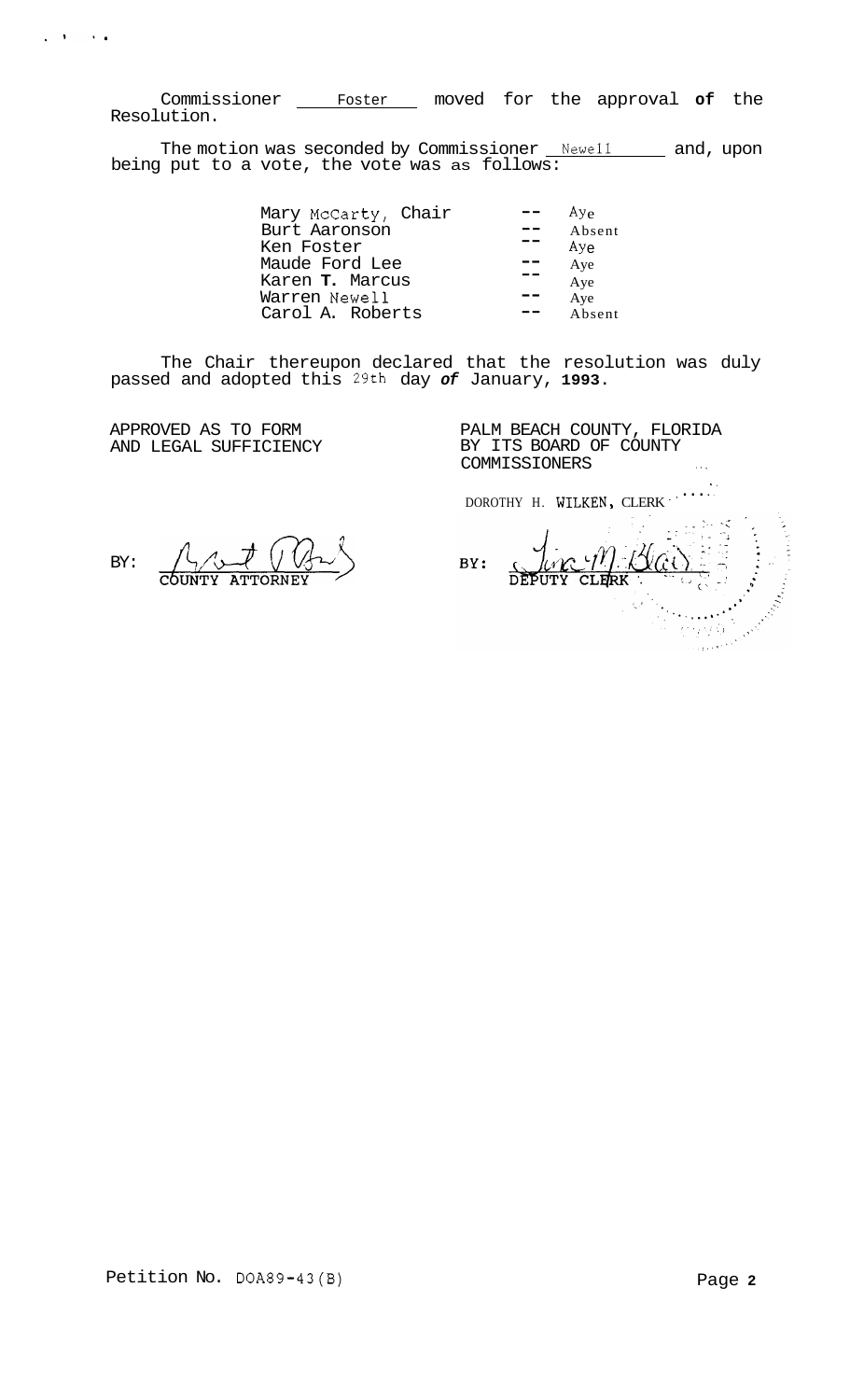Commissioner Foster moved for the approval of the Resolution.

The motion was seconded by Commissioner Newell and, upon being put to a vote, the vote was as follows:

| | | |
|---|---|---|
| Mary McCarty, Chair | -- | Aye |
| Burt Aaronson | -- | Absent |
| Ken Foster | -- | Aye |
| Maude Ford Lee | -- | Aye |
| Karen T. Marcus | -- | Aye |
| Warren Newell | -- | Aye |
| Carol A. Roberts | -- | Absent |

The Chair thereupon declared that the resolution was duly passed and adopted this 29th day of January, 1993.

APPROVED AS TO FORM AND LEGAL SUFFICIENCY

BY: COUNTY ATTORNEY

PALM BEACH COUNTY, FLORIDA BY ITS BOARD OF COUNTY COMMISSIONERS

DOROTHY H. WILKEN, CLERK

BY: DEPUTY CLERK

Petition No. DOA89-43(B)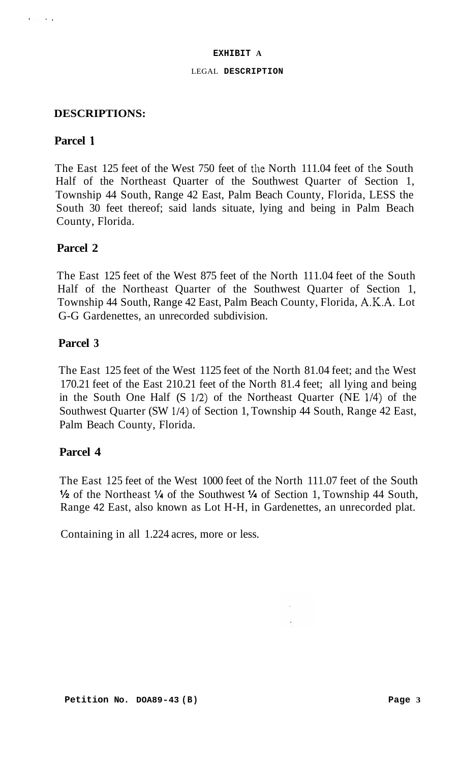**EXHIBIT A**

LEGAL **DESCRIPTION**

**DESCRIPTIONS:**

**Parcel 1**

The East 125 feet of the West 750 feet of the North 111.04 feet of the South Half of the Northeast Quarter of the Southwest Quarter of Section 1, Township 44 South, Range 42 East, Palm Beach County, Florida, LESS the South 30 feet thereof; said lands situate, lying and being in Palm Beach County, Florida.

**Parcel 2**

The East 125 feet of the West 875 feet of the North 111.04 feet of the South Half of the Northeast Quarter of the Southwest Quarter of Section 1, Township 44 South, Range 42 East, Palm Beach County, Florida, A.K.A. Lot G-G Gardenettes, an unrecorded subdivision.

**Parcel 3**

The East 125 feet of the West 1125 feet of the North 81.04 feet; and the West 170.21 feet of the East 210.21 feet of the North 81.4 feet; all lying and being in the South One Half (S 1/2) of the Northeast Quarter (NE 1/4) of the Southwest Quarter (SW 1/4) of Section 1, Township 44 South, Range 42 East, Palm Beach County, Florida.

**Parcel 4**

The East 125 feet of the West 1000 feet of the North 111.07 feet of the South ½ of the Northeast ¼ of the Southwest ¼ of Section 1, Township 44 South, Range 42 East, also known as Lot H-H, in Gardenettes, an unrecorded plat.

Containing in all 1.224 acres, more or less.

**Petition No. DOA89-43 (B)**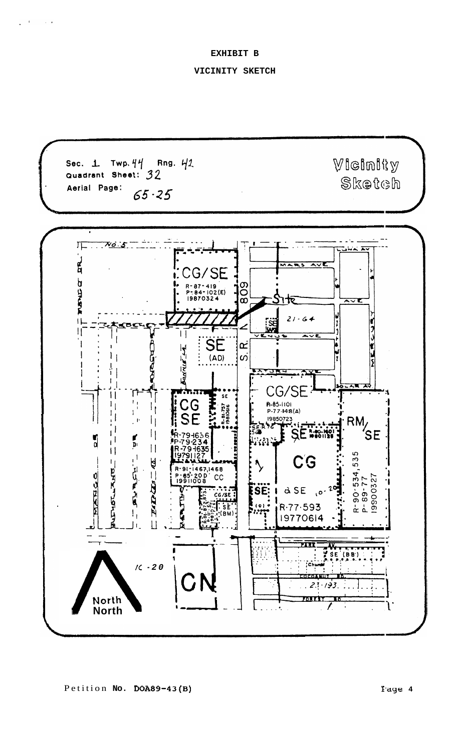**EXHIBIT B**

**VICINITY SKETCH**

Sec. 1 Twp. 44 Rng. 42
Quadrant Sheet: 32
Aerial Page: 65-25

Vicinity Sketch

CG/SE
R-87-419
P-84-102(E)
19870324

Site

21-64

SE
(AD)

S R 809

CG/SE
R-85-1101
P-77-148(A)
19850723

CG
SE
R-81-757
19810616

R-79-1636
P-79-234
R-79-1635
19791127

R-91-1467,1468
P-85-20D CC
19911008

SE
R-80-1601
19801126

CG
& SE

R-77-593
19770614

RM/SE
R-90-534,535
P-69-77
19900327

CG/SE
SE
(BM)

SE (BB')

Church

CN

North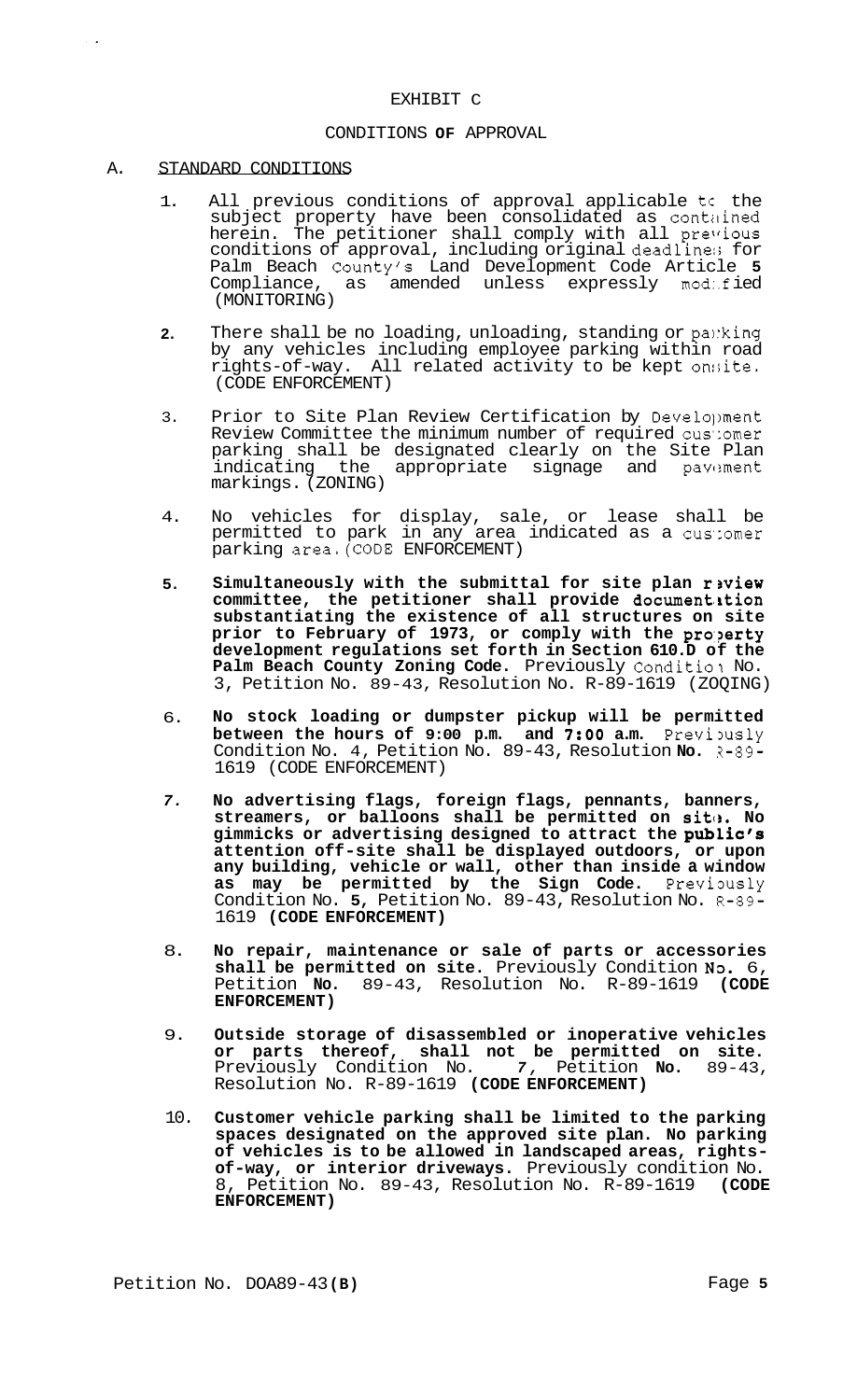# EXHIBIT C

## CONDITIONS OF APPROVAL

A. STANDARD CONDITIONS

1. All previous conditions of approval applicable to the subject property have been consolidated as contained herein. The petitioner shall comply with all previous conditions of approval, including original deadlines for Palm Beach County's Land Development Code Article 5 Compliance, as amended unless expressly modified (MONITORING)

2. There shall be no loading, unloading, standing or parking by any vehicles including employee parking within road rights-of-way. All related activity to be kept onsite. (CODE ENFORCEMENT)

3. Prior to Site Plan Review Certification by Development Review Committee the minimum number of required customer parking shall be designated clearly on the Site Plan indicating the appropriate signage and pavement markings. (ZONING)

4. No vehicles for display, sale, or lease shall be permitted to park in any area indicated as a customer parking area. (CODE ENFORCEMENT)

5. **Simultaneously with the submittal for site plan review committee, the petitioner shall provide documentation substantiating the existence of all structures on site prior to February of 1973, or comply with the property development regulations set forth in Section 610.D of the Palm Beach County Zoning Code.** Previously Condition No. 3, Petition No. 89-43, Resolution No. R-89-1619 (ZONING)

6. **No stock loading or dumpster pickup will be permitted between the hours of 9:00 p.m. and 7:00 a.m.** Previously Condition No. 4, Petition No. 89-43, Resolution No. R-89-1619 (CODE ENFORCEMENT)

7. **No advertising flags, foreign flags, pennants, banners, streamers, or balloons shall be permitted on site. No gimmicks or advertising designed to attract the public's attention off-site shall be displayed outdoors, or upon any building, vehicle or wall, other than inside a window as may be permitted by the Sign Code.** Previously Condition No. 5, Petition No. 89-43, Resolution No. R-89-1619 **(CODE ENFORCEMENT)**

8. **No repair, maintenance or sale of parts or accessories shall be permitted on site.** Previously Condition No. 6, Petition No. 89-43, Resolution No. R-89-1619 **(CODE ENFORCEMENT)**

9. **Outside storage of disassembled or inoperative vehicles or parts thereof, shall not be permitted on site.** Previously Condition No. 7, Petition No. 89-43, Resolution No. R-89-1619 **(CODE ENFORCEMENT)**

10. **Customer vehicle parking shall be limited to the parking spaces designated on the approved site plan. No parking of vehicles is to be allowed in landscaped areas, rights-of-way, or interior driveways.** Previously condition No. 8, Petition No. 89-43, Resolution No. R-89-1619 **(CODE ENFORCEMENT)**

Petition No. DOA89-43**(B)**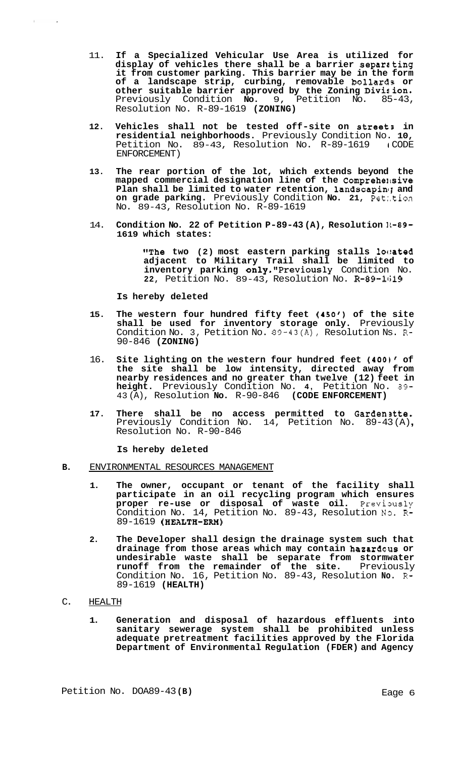11. **If a Specialized Vehicular Use Area is utilized for display of vehicles there shall be a barrier separating it from customer parking. This barrier may be in the form of a landscape strip, curbing, removable bollards or other suitable barrier approved by the Zoning Division.** Previously Condition **No.** 9, Petition No. 85-43, Resolution No. R-89-1619 **(ZONING)**

12. **Vehicles shall not be tested off-site on streets in residential neighborhoods.** Previously Condition No. **10**, Petition No. 89-43, Resolution No. R-89-1619 (CODE ENFORCEMENT)

13. **The rear portion of the lot, which extends beyond the mapped commercial designation line of the Comprehensive Plan shall be limited to water retention, landscaping and on grade parking.** Previously Condition **No. 21**, Petition No. 89-43, Resolution No. R-89-1619

14. **Condition No. 22 of Petition P-89-43(A), Resolution R-89-1619 which states:**

    **"The two (2) most eastern parking stalls located adjacent to Military Trail shall be limited to inventory parking only."** Previously Condition No. **22**, Petition No. 89-43, Resolution No. R-89-1619

    **Is hereby deleted**

15. **The western four hundred fifty feet (450') of the site shall be used for inventory storage only.** Previously Condition No. 3, Petition No. 89-43(A), Resolution Ns. R-90-846 **(ZONING)**

16. **Site lighting on the western four hundred feet (400)' of the site shall be low intensity, directed away from nearby residences and no greater than twelve (12) feet in height.** Previously Condition No. **4**, Petition No. 89-43(A), Resolution **No.** R-90-846 **(CODE ENFORCEMENT)**

17. **There shall be no access permitted to Gardenette.** Previously Condition No. 14, Petition No. 89-43(A), Resolution No. R-90-846

    **Is hereby deleted**

**B.** ENVIRONMENTAL RESOURCES MANAGEMENT

1. **The owner, occupant or tenant of the facility shall participate in an oil recycling program which ensures proper re-use or disposal of waste oil.** Previously Condition No. 14, Petition No. 89-43, Resolution No. R-89-1619 **(HEALTH-ERM)**

2. **The Developer shall design the drainage system such that drainage from those areas which may contain hazardous or undesirable waste shall be separate from stormwater runoff from the remainder of the site.** Previously Condition No. 16, Petition No. 89-43, Resolution **No.** R-89-1619 **(HEALTH)**

C. HEALTH

1. **Generation and disposal of hazardous effluents into sanitary sewerage system shall be prohibited unless adequate pretreatment facilities approved by the Florida Department of Environmental Regulation (FDER) and Agency**

Petition No. DOA89-43**(B)**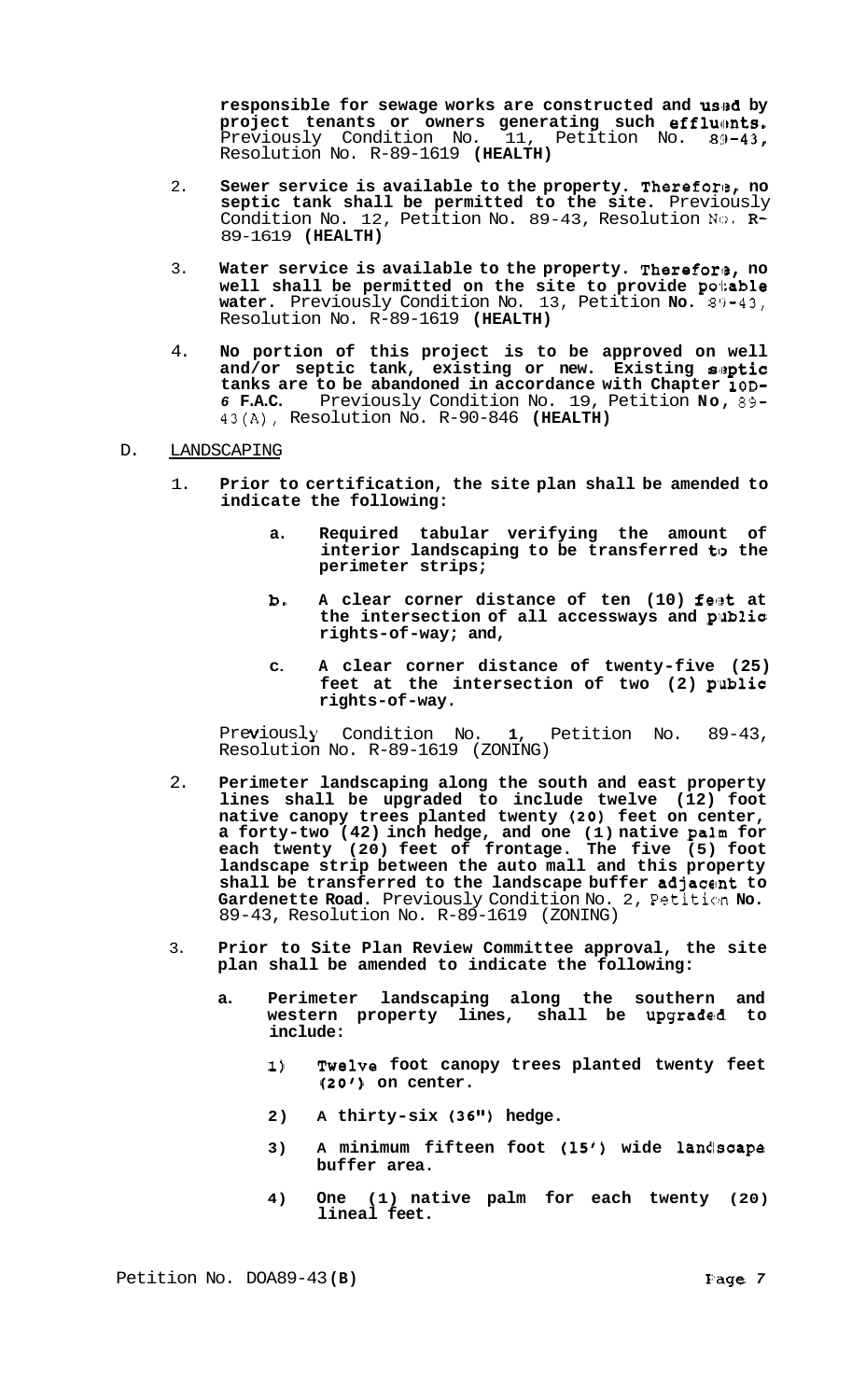**responsible for sewage works are constructed and used by project tenants or owners generating such effluents.** Previously Condition No. 11, Petition No. 89-43, Resolution No. R-89-1619 **(HEALTH)**

2. **Sewer service is available to the property. Therefore, no septic tank shall be permitted to the site.** Previously Condition No. 12, Petition No. 89-43, Resolution No. R-89-1619 **(HEALTH)**

3. **Water service is available to the property. Therefore, no well shall be permitted on the site to provide potable water.** Previously Condition No. 13, Petition **No.** 89-43, Resolution No. R-89-1619 **(HEALTH)**

4. **No portion of this project is to be approved on well and/or septic tank, existing or new. Existing septic tanks are to be abandoned in accordance with Chapter 10D-6 F.A.C.** Previously Condition No. 19, Petition **No,** 89-43(A), Resolution No. R-90-846 **(HEALTH)**

D. LANDSCAPING

1. **Prior to certification, the site plan shall be amended to indicate the following:**

   a. **Required tabular verifying the amount of interior landscaping to be transferred to the perimeter strips;**

   b. **A clear corner distance of ten (10) feet at the intersection of all accessways and public rights-of-way; and,**

   c. **A clear corner distance of twenty-five (25) feet at the intersection of two (2) public rights-of-way.**

   Previously Condition No. **1**, Petition No. 89-43, Resolution No. R-89-1619 (ZONING)

2. **Perimeter landscaping along the south and east property lines shall be upgraded to include twelve (12) foot native canopy trees planted twenty (20) feet on center, a forty-two (42) inch hedge, and one (1) native palm for each twenty (20) feet of frontage. The five (5) foot landscape strip between the auto mall and this property shall be transferred to the landscape buffer adjacent to Gardenette Road.** Previously Condition No. 2, Petition **No.** 89-43, Resolution No. R-89-1619 (ZONING)

3. **Prior to Site Plan Review Committee approval, the site plan shall be amended to indicate the following:**

   a. **Perimeter landscaping along the southern and western property lines, shall be upgraded to include:**

      1) **Twelve foot canopy trees planted twenty feet (20') on center.**

      2) **A thirty-six (36") hedge.**

      3) **A minimum fifteen foot (15') wide landscape buffer area.**

      4) **One (1) native palm for each twenty (20) lineal feet.**

Petition No. DOA89-43**(B)**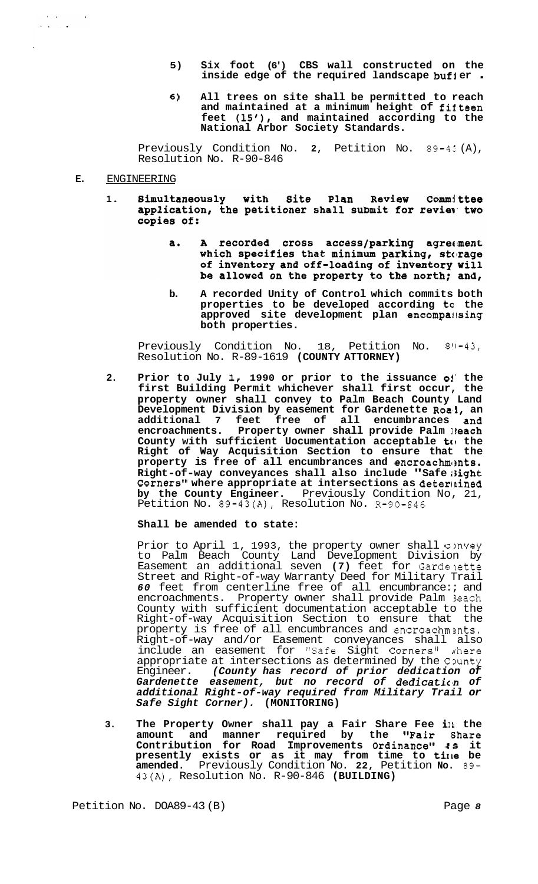5) **Six foot (6') CBS wall constructed on the inside edge of the required landscape buffer.**

6) **All trees on site shall be permitted to reach and maintained at a minimum height of fifteen feet (15'), and maintained according to the National Arbor Society Standards.**

Previously Condition No. **2**, Petition No. 89-43 (A), Resolution No. R-90-846

**E.** ENGINEERING

1. **Simultaneously with Site Plan Review Committee application, the petitioner shall submit for review two copies of:**

   a. **A recorded cross access/parking agreement which specifies that minimum parking, storage of inventory and off-loading of inventory will be allowed on the property to the north; and,**

   b. **A recorded Unity of Control which commits both properties to be developed according to the approved site development plan encompassing both properties.**

   Previously Condition No. 18, Petition No. 89-43, Resolution No. R-89-1619 **(COUNTY ATTORNEY)**

2. **Prior to July 1, 1990 or prior to the issuance of the first Building Permit whichever shall first occur, the property owner shall convey to Palm Beach County Land Development Division by easement for Gardenette Road, an additional 7 feet free of all encumbrances and encroachments. Property owner shall provide Palm Beach County with sufficient Uocumentation acceptable to the Right of Way Acquisition Section to ensure that the property is free of all encumbrances and encroachments. Right-of-way conveyances shall also include "Safe Sight Corners" where appropriate at intersections as determined by the County Engineer.** Previously Condition No, 21, Petition No. 89-43(A), Resolution No. R-90-846

   **Shall be amended to state:**

   Prior to April 1, 1993, the property owner shall convey to Palm Beach County Land Development Division by Easement an additional seven **(7)** feet for Gardenette Street and Right-of-way Warranty Deed for Military Trail *60* feet from centerline free of all encumbrances; and encroachments. Property owner shall provide Palm Beach County with sufficient documentation acceptable to the Right-of-way Acquisition Section to ensure that the property is free of all encumbrances and encroachments. Right-of-way and/or Easement conveyances shall also include an easement for "Safe Sight Corners" where appropriate at intersections as determined by the County Engineer. ***(County has record of prior dedication of Gardenette easement, but no record of dedication of additional Right-of-way required from Military Trail or Safe Sight Corner).*** **(MONITORING)**

3. **The Property Owner shall pay a Fair Share Fee in the amount and manner required by the "Fair Share Contribution for Road Improvements Ordinance" as it presently exists or as it may from time to time be amended.** Previously Condition No. **22,** Petition **No.** 89-43(A), Resolution No. R-90-846 **(BUILDING)**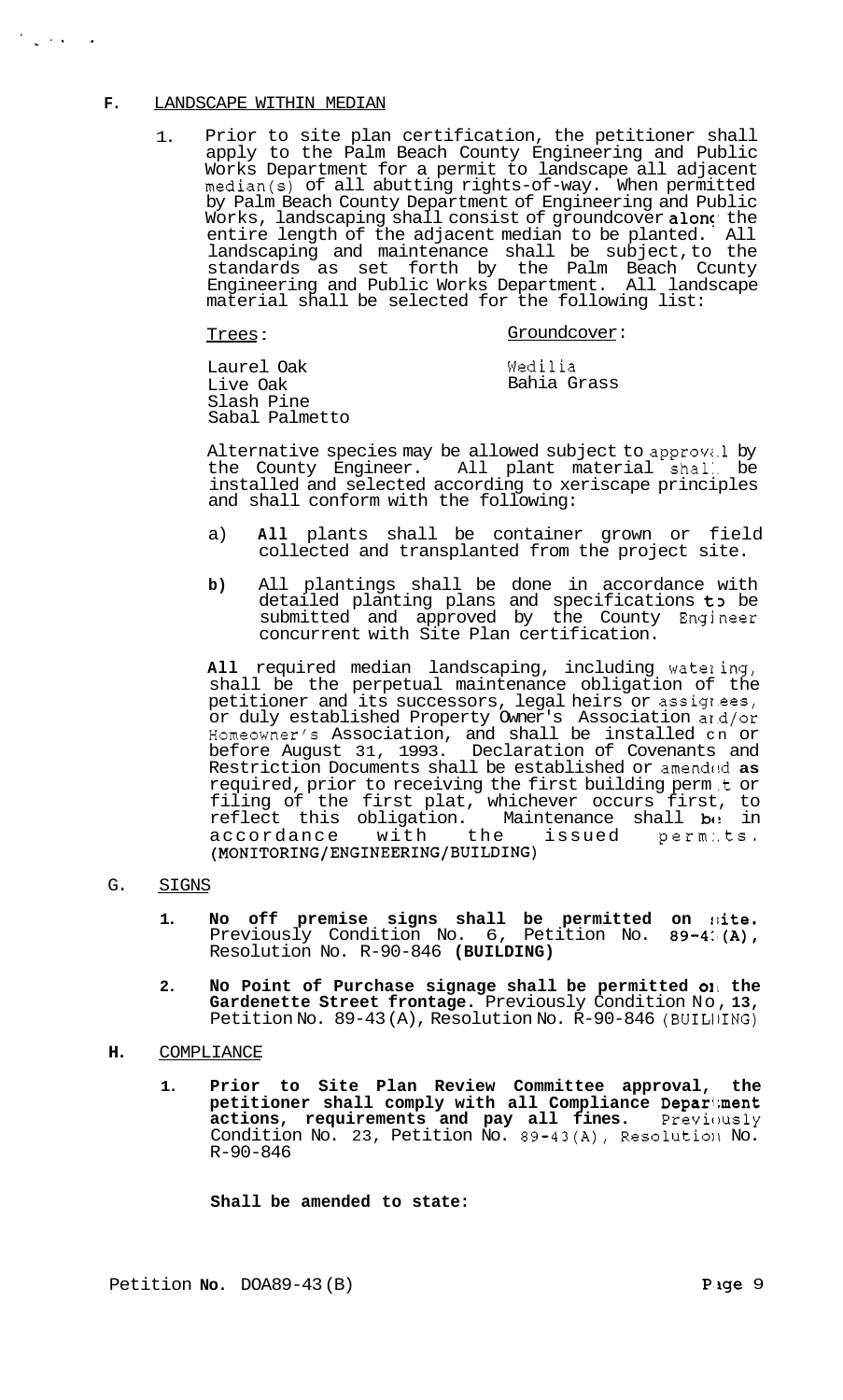**F.** LANDSCAPE WITHIN MEDIAN

1. Prior to site plan certification, the petitioner shall apply to the Palm Beach County Engineering and Public Works Department for a permit to landscape all adjacent median(s) of all abutting rights-of-way. When permitted by Palm Beach County Department of Engineering and Public Works, landscaping shall consist of groundcover along the entire length of the adjacent median to be planted. All landscaping and maintenance shall be subject, to the standards as set forth by the Palm Beach Ccunty Engineering and Public Works Department. All landscape material shall be selected for the following list:

| Trees: | Groundcover: |
|---|---|
| Laurel Oak | Wedilia |
| Live Oak | Bahia Grass |
| Slash Pine | |
| Sabal Palmetto | |

Alternative species may be allowed subject to approval by the County Engineer. All plant material shall be installed and selected according to xeriscape principles and shall conform with the following:

a) **All** plants shall be container grown or field collected and transplanted from the project site.

**b)** All plantings shall be done in accordance with detailed planting plans and specifications to be submitted and approved by the County Engineer concurrent with Site Plan certification.

**All** required median landscaping, including watering, shall be the perpetual maintenance obligation of the petitioner and its successors, legal heirs or assignees, or duly established Property Owner's Association and/or Homeowner's Association, and shall be installed on or before August 31, 1993. Declaration of Covenants and Restriction Documents shall be established or amended **as** required, prior to receiving the first building permit or filing of the first plat, whichever occurs first, to reflect this obligation. Maintenance shall be in accordance with the issued permits. **(MONITORING/ENGINEERING/BUILDING)**

G. SIGNS

1. **No off premise signs shall be permitted on site.** Previously Condition No. 6, Petition No. 89-43(A), Resolution No. R-90-846 **(BUILDING)**

2. **No Point of Purchase signage shall be permitted on the Gardenette Street frontage.** Previously Condition No, **13**, Petition No. 89-43(A), Resolution No. R-90-846 (BUILDING)

**H.** COMPLIANCE

1. **Prior to Site Plan Review Committee approval, the petitioner shall comply with all Compliance Department actions, requirements and pay all fines.** Previously Condition No. 23, Petition No. 89-43(A), Resolution No. R-90-846

   **Shall be amended to state:**

Petition **No.** DOA89-43(B)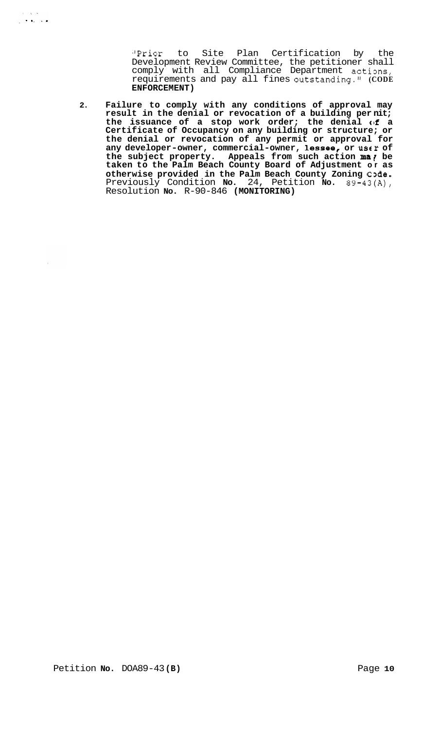"Prior to Site Plan Certification by the Development Review Committee, the petitioner shall comply with all Compliance Department actions, requirements and pay all fines outstanding." **(CODE ENFORCEMENT)**

2. **Failure to comply with any conditions of approval may result in the denial or revocation of a building permit; the issuance of a stop work order; the denial of a Certificate of Occupancy on any building or structure; or the denial or revocation of any permit or approval for any developer-owner, commercial-owner, lessee, or user of the subject property. Appeals from such action may be taken to the Palm Beach County Board of Adjustment or as otherwise provided in the Palm Beach County Zoning Code.** Previously Condition **No.** 24, Petition **No.** 89-43(A), Resolution **No.** R-90-846 **(MONITORING)**

Petition **No.** DOA89-43**(B)**